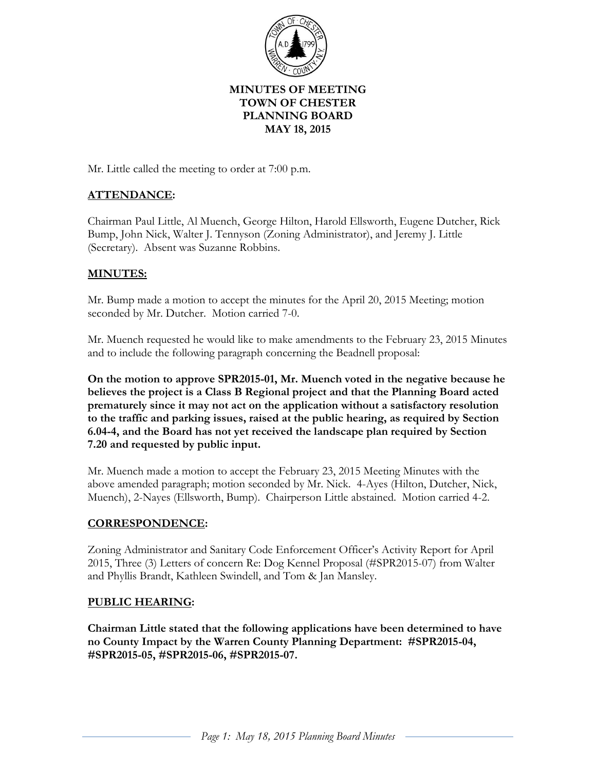# MINUTES OF MEETING
# TOWN OF CHESTER
# PLANNING BOARD
# MAY 18, 2015

Mr. Little called the meeting to order at 7:00 p.m.

## ATTENDANCE:

Chairman Paul Little, Al Muench, George Hilton, Harold Ellsworth, Eugene Dutcher, Rick Bump, John Nick, Walter J. Tennyson (Zoning Administrator), and Jeremy J. Little (Secretary). Absent was Suzanne Robbins.

## MINUTES:

Mr. Bump made a motion to accept the minutes for the April 20, 2015 Meeting; motion seconded by Mr. Dutcher. Motion carried 7-0.

Mr. Muench requested he would like to make amendments to the February 23, 2015 Minutes and to include the following paragraph concerning the Beadnell proposal:

**On the motion to approve SPR2015-01, Mr. Muench voted in the negative because he believes the project is a Class B Regional project and that the Planning Board acted prematurely since it may not act on the application without a satisfactory resolution to the traffic and parking issues, raised at the public hearing, as required by Section 6.04-4, and the Board has not yet received the landscape plan required by Section 7.20 and requested by public input.**

Mr. Muench made a motion to accept the February 23, 2015 Meeting Minutes with the above amended paragraph; motion seconded by Mr. Nick. 4-Ayes (Hilton, Dutcher, Nick, Muench), 2-Nayes (Ellsworth, Bump). Chairperson Little abstained. Motion carried 4-2.

## CORRESPONDENCE:

Zoning Administrator and Sanitary Code Enforcement Officer's Activity Report for April 2015, Three (3) Letters of concern Re: Dog Kennel Proposal (#SPR2015-07) from Walter and Phyllis Brandt, Kathleen Swindell, and Tom & Jan Mansley.

## PUBLIC HEARING:

**Chairman Little stated that the following applications have been determined to have no County Impact by the Warren County Planning Department: #SPR2015-04, #SPR2015-05, #SPR2015-06, #SPR2015-07.**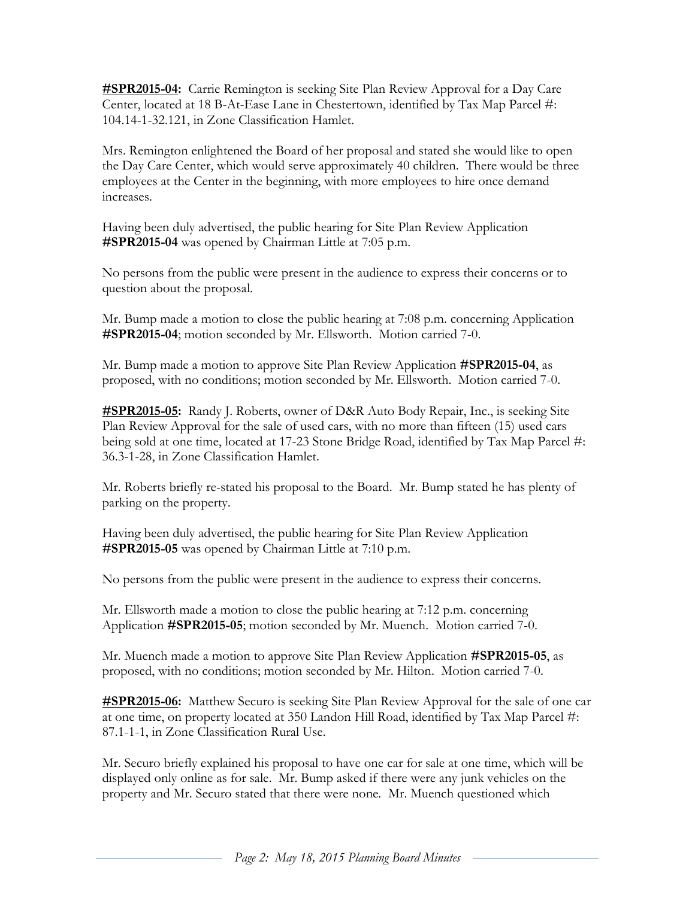**#SPR2015-04:** Carrie Remington is seeking Site Plan Review Approval for a Day Care Center, located at 18 B-At-Ease Lane in Chestertown, identified by Tax Map Parcel #: 104.14-1-32.121, in Zone Classification Hamlet.

Mrs. Remington enlightened the Board of her proposal and stated she would like to open the Day Care Center, which would serve approximately 40 children. There would be three employees at the Center in the beginning, with more employees to hire once demand increases.

Having been duly advertised, the public hearing for Site Plan Review Application **#SPR2015-04** was opened by Chairman Little at 7:05 p.m.

No persons from the public were present in the audience to express their concerns or to question about the proposal.

Mr. Bump made a motion to close the public hearing at 7:08 p.m. concerning Application **#SPR2015-04**; motion seconded by Mr. Ellsworth. Motion carried 7-0.

Mr. Bump made a motion to approve Site Plan Review Application **#SPR2015-04**, as proposed, with no conditions; motion seconded by Mr. Ellsworth. Motion carried 7-0.

**#SPR2015-05:** Randy J. Roberts, owner of D&R Auto Body Repair, Inc., is seeking Site Plan Review Approval for the sale of used cars, with no more than fifteen (15) used cars being sold at one time, located at 17-23 Stone Bridge Road, identified by Tax Map Parcel #: 36.3-1-28, in Zone Classification Hamlet.

Mr. Roberts briefly re-stated his proposal to the Board. Mr. Bump stated he has plenty of parking on the property.

Having been duly advertised, the public hearing for Site Plan Review Application **#SPR2015-05** was opened by Chairman Little at 7:10 p.m.

No persons from the public were present in the audience to express their concerns.

Mr. Ellsworth made a motion to close the public hearing at 7:12 p.m. concerning Application **#SPR2015-05**; motion seconded by Mr. Muench. Motion carried 7-0.

Mr. Muench made a motion to approve Site Plan Review Application **#SPR2015-05**, as proposed, with no conditions; motion seconded by Mr. Hilton. Motion carried 7-0.

**#SPR2015-06:** Matthew Securo is seeking Site Plan Review Approval for the sale of one car at one time, on property located at 350 Landon Hill Road, identified by Tax Map Parcel #: 87.1-1-1, in Zone Classification Rural Use.

Mr. Securo briefly explained his proposal to have one car for sale at one time, which will be displayed only online as for sale. Mr. Bump asked if there were any junk vehicles on the property and Mr. Securo stated that there were none. Mr. Muench questioned which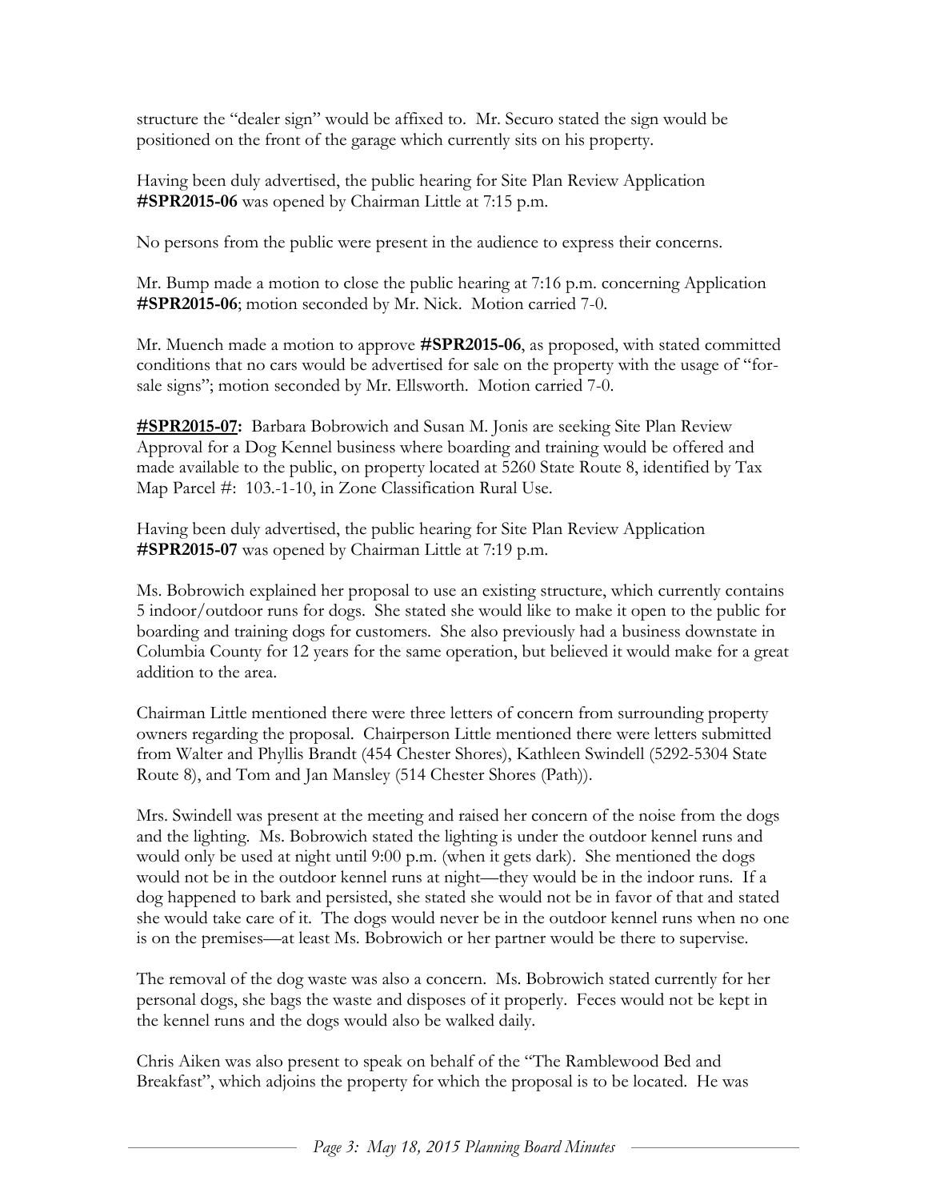structure the "dealer sign" would be affixed to. Mr. Securo stated the sign would be positioned on the front of the garage which currently sits on his property.

Having been duly advertised, the public hearing for Site Plan Review Application **#SPR2015-06** was opened by Chairman Little at 7:15 p.m.

No persons from the public were present in the audience to express their concerns.

Mr. Bump made a motion to close the public hearing at 7:16 p.m. concerning Application **#SPR2015-06**; motion seconded by Mr. Nick. Motion carried 7-0.

Mr. Muench made a motion to approve **#SPR2015-06**, as proposed, with stated committed conditions that no cars would be advertised for sale on the property with the usage of "for-sale signs"; motion seconded by Mr. Ellsworth. Motion carried 7-0.

**#SPR2015-07:** Barbara Bobrowich and Susan M. Jonis are seeking Site Plan Review Approval for a Dog Kennel business where boarding and training would be offered and made available to the public, on property located at 5260 State Route 8, identified by Tax Map Parcel #: 103.-1-10, in Zone Classification Rural Use.

Having been duly advertised, the public hearing for Site Plan Review Application **#SPR2015-07** was opened by Chairman Little at 7:19 p.m.

Ms. Bobrowich explained her proposal to use an existing structure, which currently contains 5 indoor/outdoor runs for dogs. She stated she would like to make it open to the public for boarding and training dogs for customers. She also previously had a business downstate in Columbia County for 12 years for the same operation, but believed it would make for a great addition to the area.

Chairman Little mentioned there were three letters of concern from surrounding property owners regarding the proposal. Chairperson Little mentioned there were letters submitted from Walter and Phyllis Brandt (454 Chester Shores), Kathleen Swindell (5292-5304 State Route 8), and Tom and Jan Mansley (514 Chester Shores (Path)).

Mrs. Swindell was present at the meeting and raised her concern of the noise from the dogs and the lighting. Ms. Bobrowich stated the lighting is under the outdoor kennel runs and would only be used at night until 9:00 p.m. (when it gets dark). She mentioned the dogs would not be in the outdoor kennel runs at night—they would be in the indoor runs. If a dog happened to bark and persisted, she stated she would not be in favor of that and stated she would take care of it. The dogs would never be in the outdoor kennel runs when no one is on the premises—at least Ms. Bobrowich or her partner would be there to supervise.

The removal of the dog waste was also a concern. Ms. Bobrowich stated currently for her personal dogs, she bags the waste and disposes of it properly. Feces would not be kept in the kennel runs and the dogs would also be walked daily.

Chris Aiken was also present to speak on behalf of the "The Ramblewood Bed and Breakfast", which adjoins the property for which the proposal is to be located. He was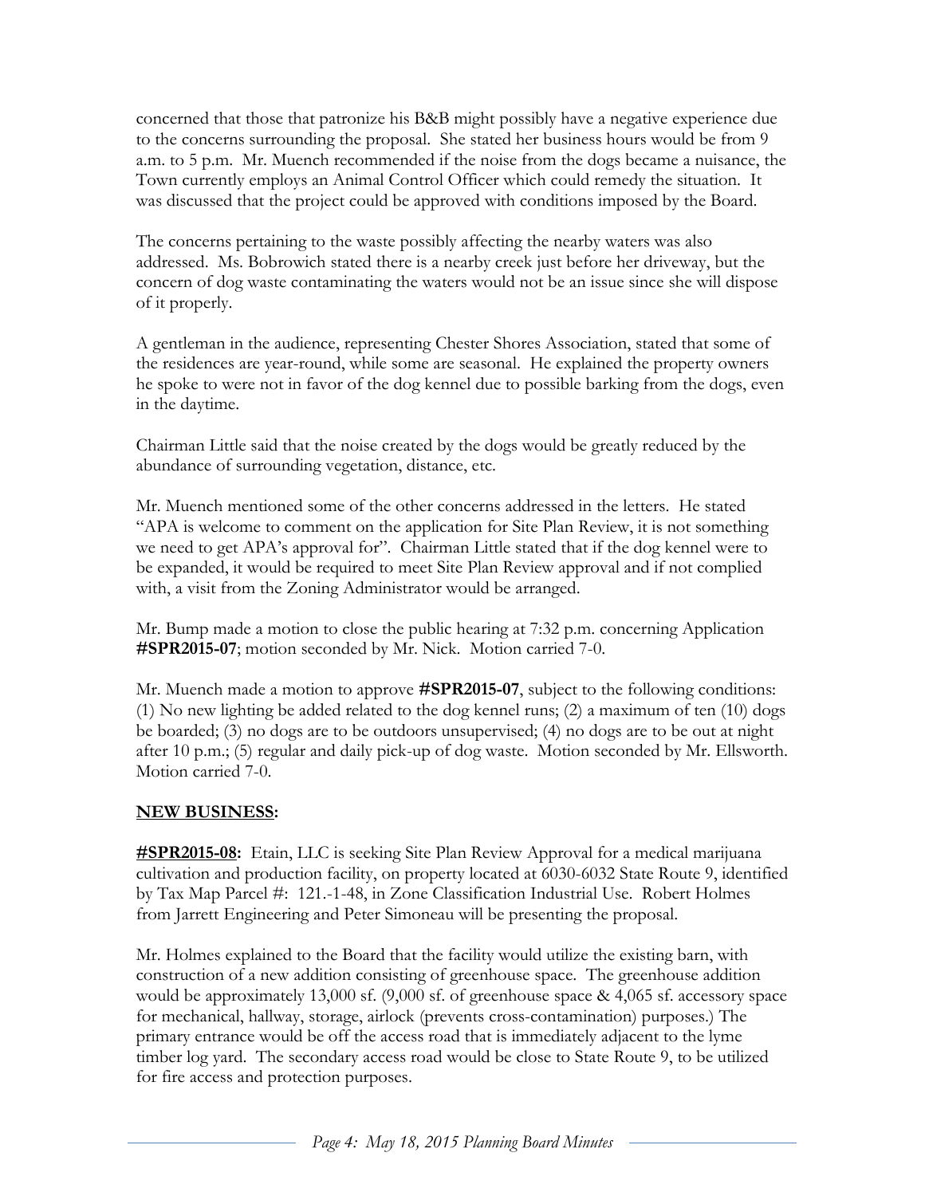concerned that those that patronize his B&B might possibly have a negative experience due to the concerns surrounding the proposal. She stated her business hours would be from 9 a.m. to 5 p.m. Mr. Muench recommended if the noise from the dogs became a nuisance, the Town currently employs an Animal Control Officer which could remedy the situation. It was discussed that the project could be approved with conditions imposed by the Board.

The concerns pertaining to the waste possibly affecting the nearby waters was also addressed. Ms. Bobrowich stated there is a nearby creek just before her driveway, but the concern of dog waste contaminating the waters would not be an issue since she will dispose of it properly.

A gentleman in the audience, representing Chester Shores Association, stated that some of the residences are year-round, while some are seasonal. He explained the property owners he spoke to were not in favor of the dog kennel due to possible barking from the dogs, even in the daytime.

Chairman Little said that the noise created by the dogs would be greatly reduced by the abundance of surrounding vegetation, distance, etc.

Mr. Muench mentioned some of the other concerns addressed in the letters. He stated "APA is welcome to comment on the application for Site Plan Review, it is not something we need to get APA's approval for". Chairman Little stated that if the dog kennel were to be expanded, it would be required to meet Site Plan Review approval and if not complied with, a visit from the Zoning Administrator would be arranged.

Mr. Bump made a motion to close the public hearing at 7:32 p.m. concerning Application **#SPR2015-07**; motion seconded by Mr. Nick. Motion carried 7-0.

Mr. Muench made a motion to approve **#SPR2015-07**, subject to the following conditions: (1) No new lighting be added related to the dog kennel runs; (2) a maximum of ten (10) dogs be boarded; (3) no dogs are to be outdoors unsupervised; (4) no dogs are to be out at night after 10 p.m.; (5) regular and daily pick-up of dog waste. Motion seconded by Mr. Ellsworth. Motion carried 7-0.

## **NEW BUSINESS:**

**#SPR2015-08:** Etain, LLC is seeking Site Plan Review Approval for a medical marijuana cultivation and production facility, on property located at 6030-6032 State Route 9, identified by Tax Map Parcel #: 121.-1-48, in Zone Classification Industrial Use. Robert Holmes from Jarrett Engineering and Peter Simoneau will be presenting the proposal.

Mr. Holmes explained to the Board that the facility would utilize the existing barn, with construction of a new addition consisting of greenhouse space. The greenhouse addition would be approximately 13,000 sf. (9,000 sf. of greenhouse space & 4,065 sf. accessory space for mechanical, hallway, storage, airlock (prevents cross-contamination) purposes.) The primary entrance would be off the access road that is immediately adjacent to the lyme timber log yard. The secondary access road would be close to State Route 9, to be utilized for fire access and protection purposes.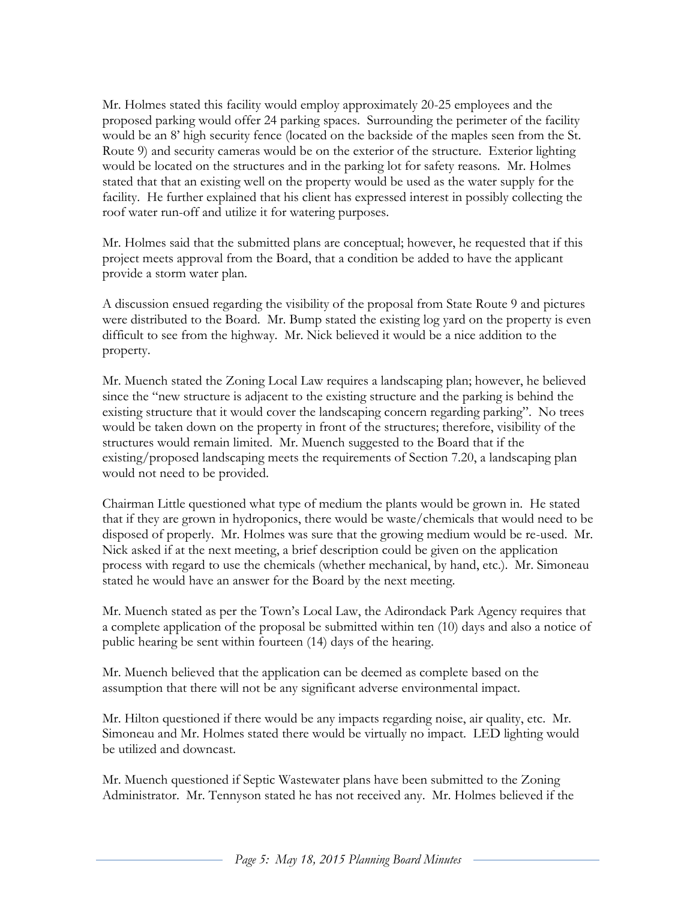Mr. Holmes stated this facility would employ approximately 20-25 employees and the proposed parking would offer 24 parking spaces. Surrounding the perimeter of the facility would be an 8' high security fence (located on the backside of the maples seen from the St. Route 9) and security cameras would be on the exterior of the structure. Exterior lighting would be located on the structures and in the parking lot for safety reasons. Mr. Holmes stated that that an existing well on the property would be used as the water supply for the facility. He further explained that his client has expressed interest in possibly collecting the roof water run-off and utilize it for watering purposes.

Mr. Holmes said that the submitted plans are conceptual; however, he requested that if this project meets approval from the Board, that a condition be added to have the applicant provide a storm water plan.

A discussion ensued regarding the visibility of the proposal from State Route 9 and pictures were distributed to the Board. Mr. Bump stated the existing log yard on the property is even difficult to see from the highway. Mr. Nick believed it would be a nice addition to the property.

Mr. Muench stated the Zoning Local Law requires a landscaping plan; however, he believed since the "new structure is adjacent to the existing structure and the parking is behind the existing structure that it would cover the landscaping concern regarding parking". No trees would be taken down on the property in front of the structures; therefore, visibility of the structures would remain limited. Mr. Muench suggested to the Board that if the existing/proposed landscaping meets the requirements of Section 7.20, a landscaping plan would not need to be provided.

Chairman Little questioned what type of medium the plants would be grown in. He stated that if they are grown in hydroponics, there would be waste/chemicals that would need to be disposed of properly. Mr. Holmes was sure that the growing medium would be re-used. Mr. Nick asked if at the next meeting, a brief description could be given on the application process with regard to use the chemicals (whether mechanical, by hand, etc.). Mr. Simoneau stated he would have an answer for the Board by the next meeting.

Mr. Muench stated as per the Town's Local Law, the Adirondack Park Agency requires that a complete application of the proposal be submitted within ten (10) days and also a notice of public hearing be sent within fourteen (14) days of the hearing.

Mr. Muench believed that the application can be deemed as complete based on the assumption that there will not be any significant adverse environmental impact.

Mr. Hilton questioned if there would be any impacts regarding noise, air quality, etc. Mr. Simoneau and Mr. Holmes stated there would be virtually no impact. LED lighting would be utilized and downcast.

Mr. Muench questioned if Septic Wastewater plans have been submitted to the Zoning Administrator. Mr. Tennyson stated he has not received any. Mr. Holmes believed if the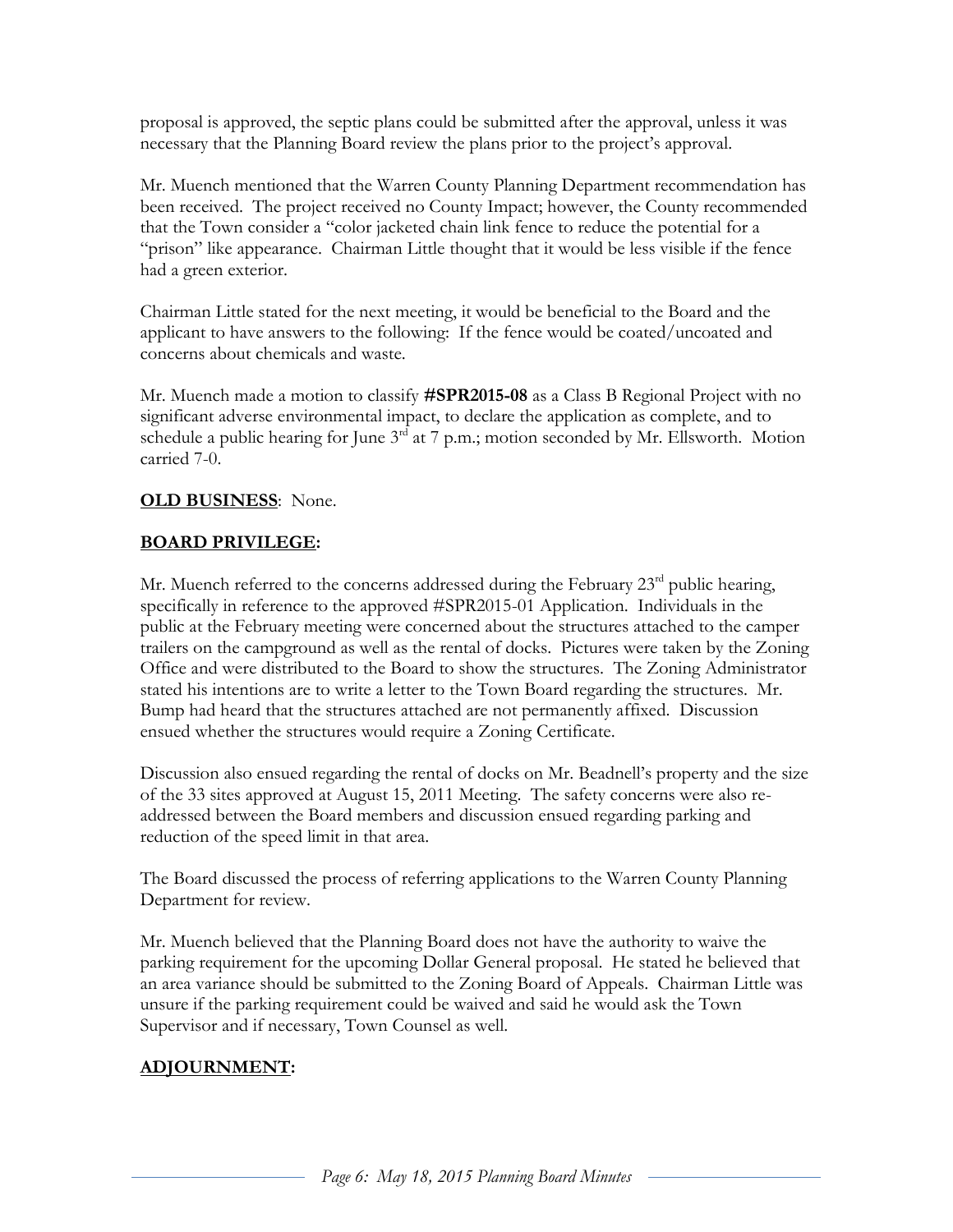proposal is approved, the septic plans could be submitted after the approval, unless it was necessary that the Planning Board review the plans prior to the project's approval.

Mr. Muench mentioned that the Warren County Planning Department recommendation has been received. The project received no County Impact; however, the County recommended that the Town consider a "color jacketed chain link fence to reduce the potential for a "prison" like appearance. Chairman Little thought that it would be less visible if the fence had a green exterior.

Chairman Little stated for the next meeting, it would be beneficial to the Board and the applicant to have answers to the following: If the fence would be coated/uncoated and concerns about chemicals and waste.

Mr. Muench made a motion to classify **#SPR2015-08** as a Class B Regional Project with no significant adverse environmental impact, to declare the application as complete, and to schedule a public hearing for June 3rd at 7 p.m.; motion seconded by Mr. Ellsworth. Motion carried 7-0.

**OLD BUSINESS**: None.

**BOARD PRIVILEGE:**

Mr. Muench referred to the concerns addressed during the February 23rd public hearing, specifically in reference to the approved #SPR2015-01 Application. Individuals in the public at the February meeting were concerned about the structures attached to the camper trailers on the campground as well as the rental of docks. Pictures were taken by the Zoning Office and were distributed to the Board to show the structures. The Zoning Administrator stated his intentions are to write a letter to the Town Board regarding the structures. Mr. Bump had heard that the structures attached are not permanently affixed. Discussion ensued whether the structures would require a Zoning Certificate.

Discussion also ensued regarding the rental of docks on Mr. Beadnell's property and the size of the 33 sites approved at August 15, 2011 Meeting. The safety concerns were also re-addressed between the Board members and discussion ensued regarding parking and reduction of the speed limit in that area.

The Board discussed the process of referring applications to the Warren County Planning Department for review.

Mr. Muench believed that the Planning Board does not have the authority to waive the parking requirement for the upcoming Dollar General proposal. He stated he believed that an area variance should be submitted to the Zoning Board of Appeals. Chairman Little was unsure if the parking requirement could be waived and said he would ask the Town Supervisor and if necessary, Town Counsel as well.

**ADJOURNMENT:**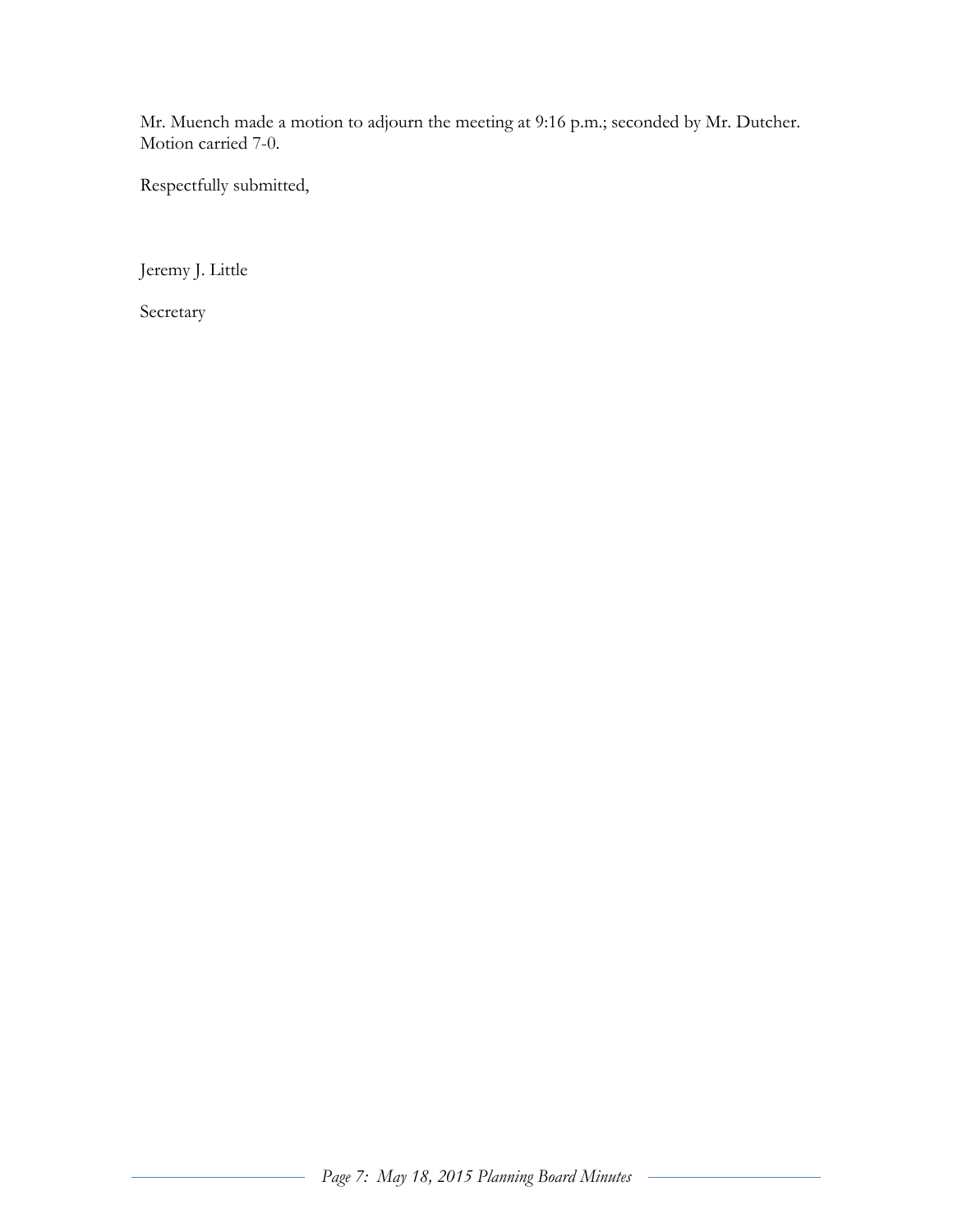Mr. Muench made a motion to adjourn the meeting at 9:16 p.m.; seconded by Mr. Dutcher. Motion carried 7-0.

Respectfully submitted,

Jeremy J. Little

Secretary